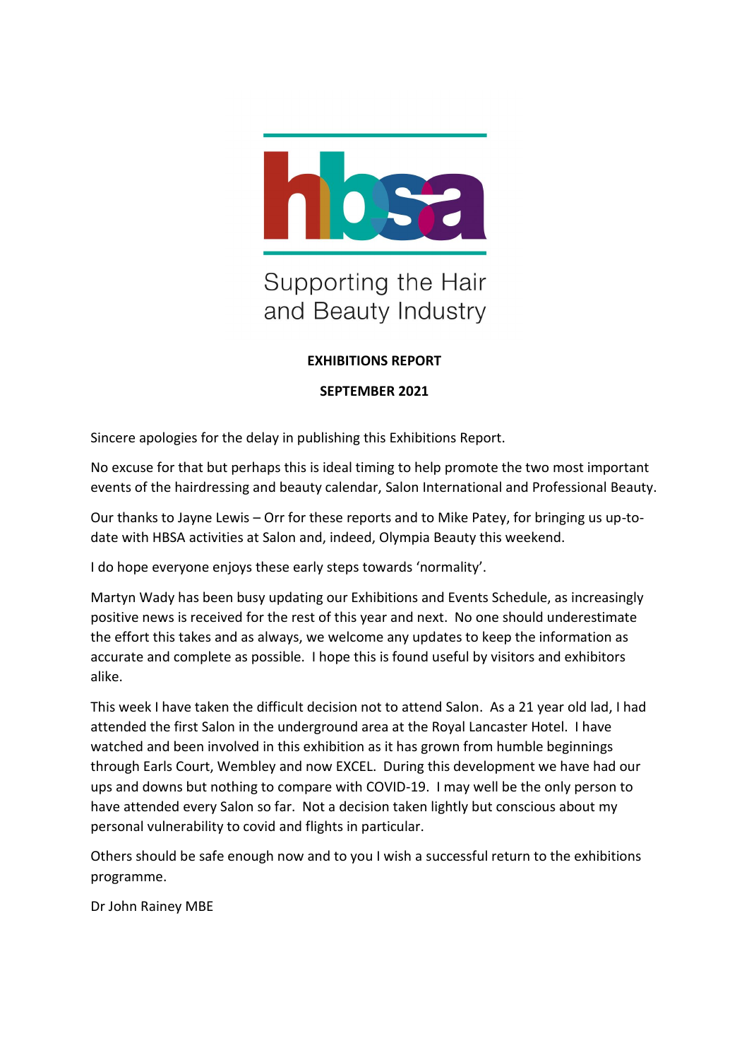hbsa

Supporting the Hair and Beauty Industry

**EXHIBITIONS REPORT**

**SEPTEMBER 2021**

Sincere apologies for the delay in publishing this Exhibitions Report.

No excuse for that but perhaps this is ideal timing to help promote the two most important events of the hairdressing and beauty calendar, Salon International and Professional Beauty.

Our thanks to Jayne Lewis – Orr for these reports and to Mike Patey, for bringing us up-to-date with HBSA activities at Salon and, indeed, Olympia Beauty this weekend.

I do hope everyone enjoys these early steps towards 'normality'.

Martyn Wady has been busy updating our Exhibitions and Events Schedule, as increasingly positive news is received for the rest of this year and next. No one should underestimate the effort this takes and as always, we welcome any updates to keep the information as accurate and complete as possible. I hope this is found useful by visitors and exhibitors alike.

This week I have taken the difficult decision not to attend Salon. As a 21 year old lad, I had attended the first Salon in the underground area at the Royal Lancaster Hotel. I have watched and been involved in this exhibition as it has grown from humble beginnings through Earls Court, Wembley and now EXCEL. During this development we have had our ups and downs but nothing to compare with COVID-19. I may well be the only person to have attended every Salon so far. Not a decision taken lightly but conscious about my personal vulnerability to covid and flights in particular.

Others should be safe enough now and to you I wish a successful return to the exhibitions programme.

Dr John Rainey MBE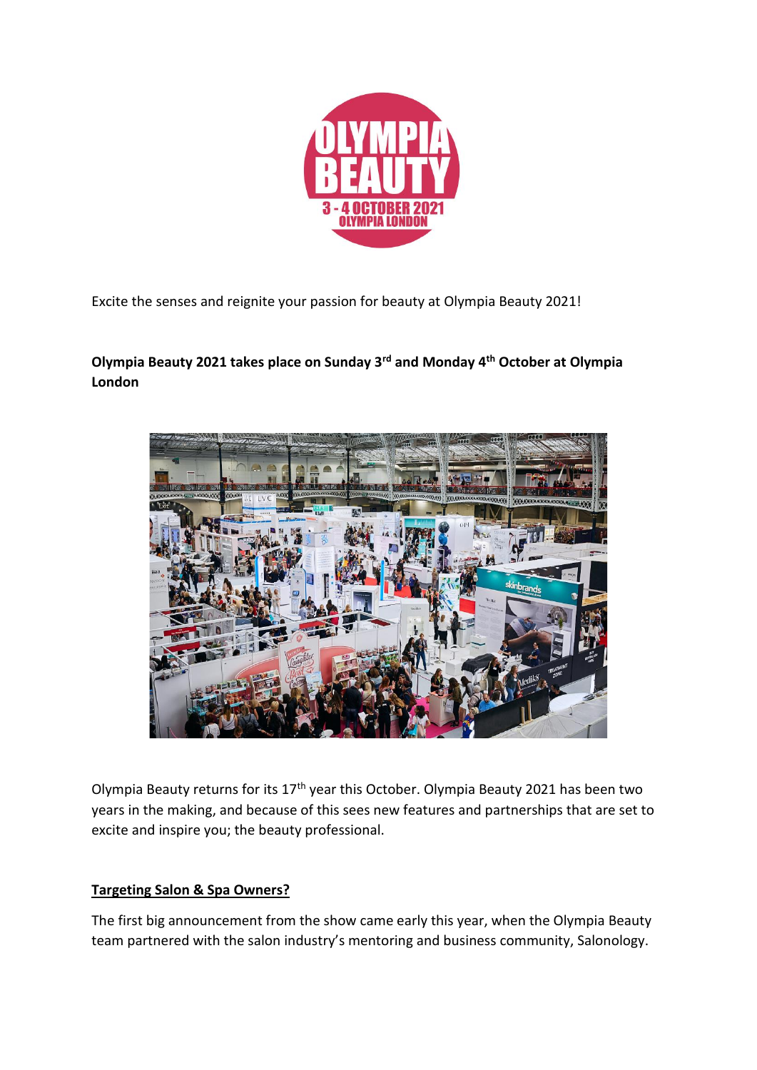Excite the senses and reignite your passion for beauty at Olympia Beauty 2021!

**Olympia Beauty 2021 takes place on Sunday 3rd and Monday 4th October at Olympia London**

Olympia Beauty returns for its 17th year this October. Olympia Beauty 2021 has been two years in the making, and because of this sees new features and partnerships that are set to excite and inspire you; the beauty professional.

## Targeting Salon & Spa Owners?

The first big announcement from the show came early this year, when the Olympia Beauty team partnered with the salon industry's mentoring and business community, Salonology.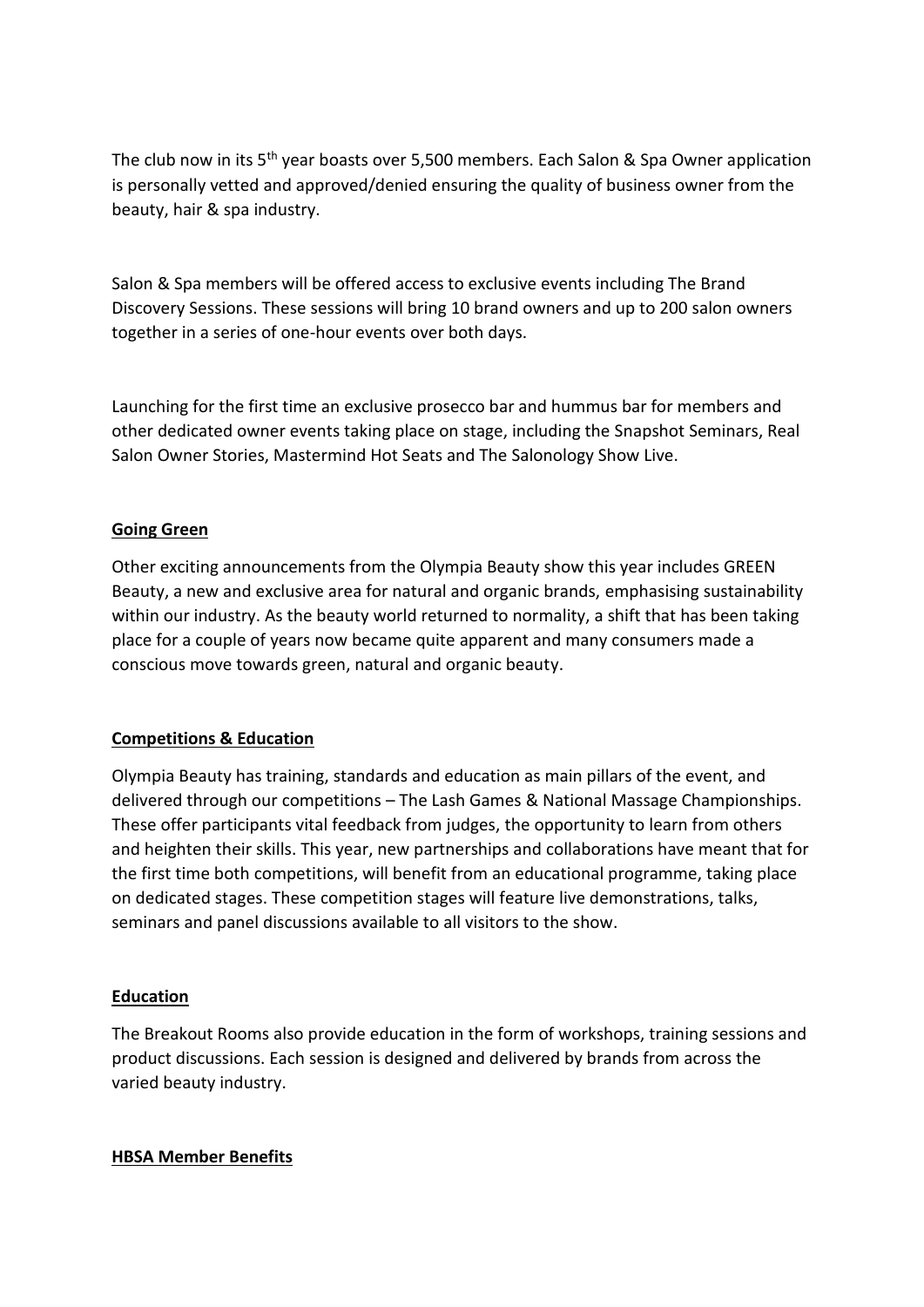The club now in its 5th year boasts over 5,500 members. Each Salon & Spa Owner application is personally vetted and approved/denied ensuring the quality of business owner from the beauty, hair & spa industry.

Salon & Spa members will be offered access to exclusive events including The Brand Discovery Sessions. These sessions will bring 10 brand owners and up to 200 salon owners together in a series of one-hour events over both days.

Launching for the first time an exclusive prosecco bar and hummus bar for members and other dedicated owner events taking place on stage, including the Snapshot Seminars, Real Salon Owner Stories, Mastermind Hot Seats and The Salonology Show Live.

## Going Green

Other exciting announcements from the Olympia Beauty show this year includes GREEN Beauty, a new and exclusive area for natural and organic brands, emphasising sustainability within our industry. As the beauty world returned to normality, a shift that has been taking place for a couple of years now became quite apparent and many consumers made a conscious move towards green, natural and organic beauty.

## Competitions & Education

Olympia Beauty has training, standards and education as main pillars of the event, and delivered through our competitions – The Lash Games & National Massage Championships. These offer participants vital feedback from judges, the opportunity to learn from others and heighten their skills. This year, new partnerships and collaborations have meant that for the first time both competitions, will benefit from an educational programme, taking place on dedicated stages. These competition stages will feature live demonstrations, talks, seminars and panel discussions available to all visitors to the show.

## Education

The Breakout Rooms also provide education in the form of workshops, training sessions and product discussions. Each session is designed and delivered by brands from across the varied beauty industry.

## HBSA Member Benefits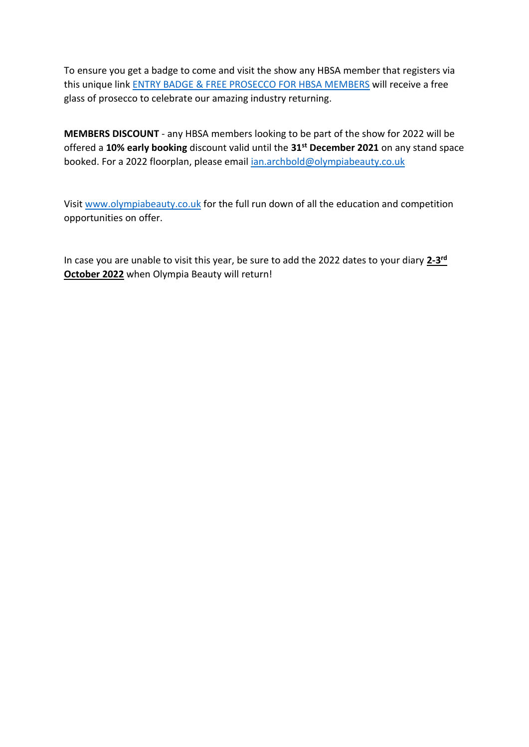To ensure you get a badge to come and visit the show any HBSA member that registers via this unique link ENTRY BADGE & FREE PROSECCO FOR HBSA MEMBERS will receive a free glass of prosecco to celebrate our amazing industry returning.

**MEMBERS DISCOUNT** - any HBSA members looking to be part of the show for 2022 will be offered a **10% early booking** discount valid until the **31st December 2021** on any stand space booked. For a 2022 floorplan, please email ian.archbold@olympiabeauty.co.uk

Visit www.olympiabeauty.co.uk for the full run down of all the education and competition opportunities on offer.

In case you are unable to visit this year, be sure to add the 2022 dates to your diary **2-3rd October 2022** when Olympia Beauty will return!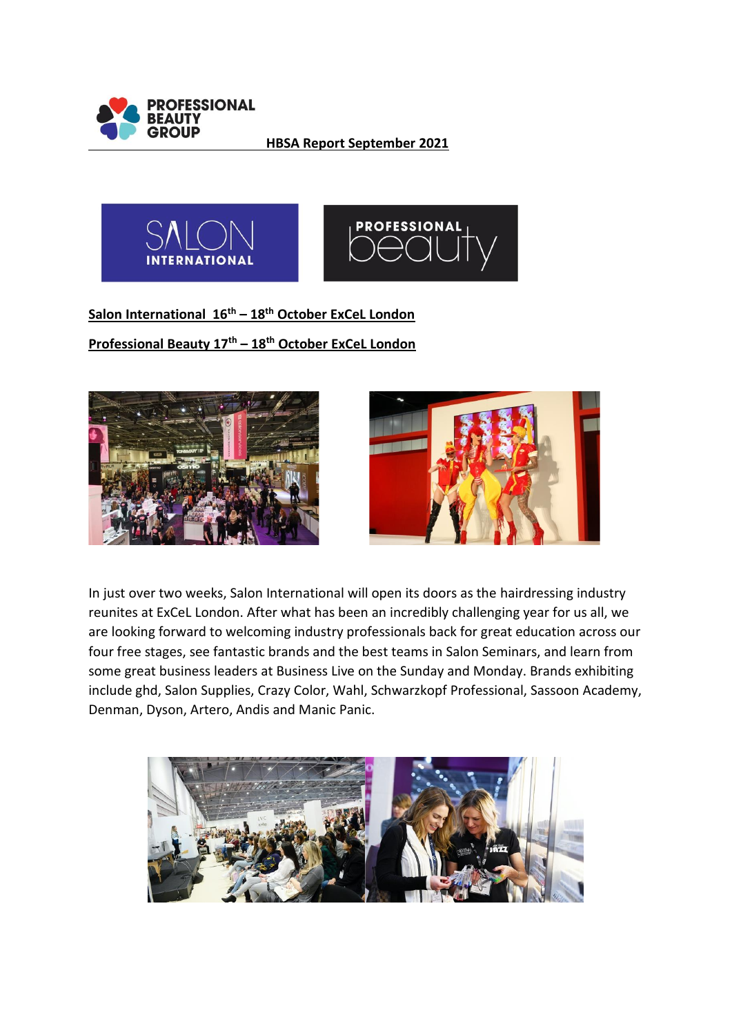**HBSA Report September 2021**

**Salon International 16th – 18th October ExCeL London**

**Professional Beauty 17th – 18th October ExCeL London**

In just over two weeks, Salon International will open its doors as the hairdressing industry reunites at ExCeL London. After what has been an incredibly challenging year for us all, we are looking forward to welcoming industry professionals back for great education across our four free stages, see fantastic brands and the best teams in Salon Seminars, and learn from some great business leaders at Business Live on the Sunday and Monday. Brands exhibiting include ghd, Salon Supplies, Crazy Color, Wahl, Schwarzkopf Professional, Sassoon Academy, Denman, Dyson, Artero, Andis and Manic Panic.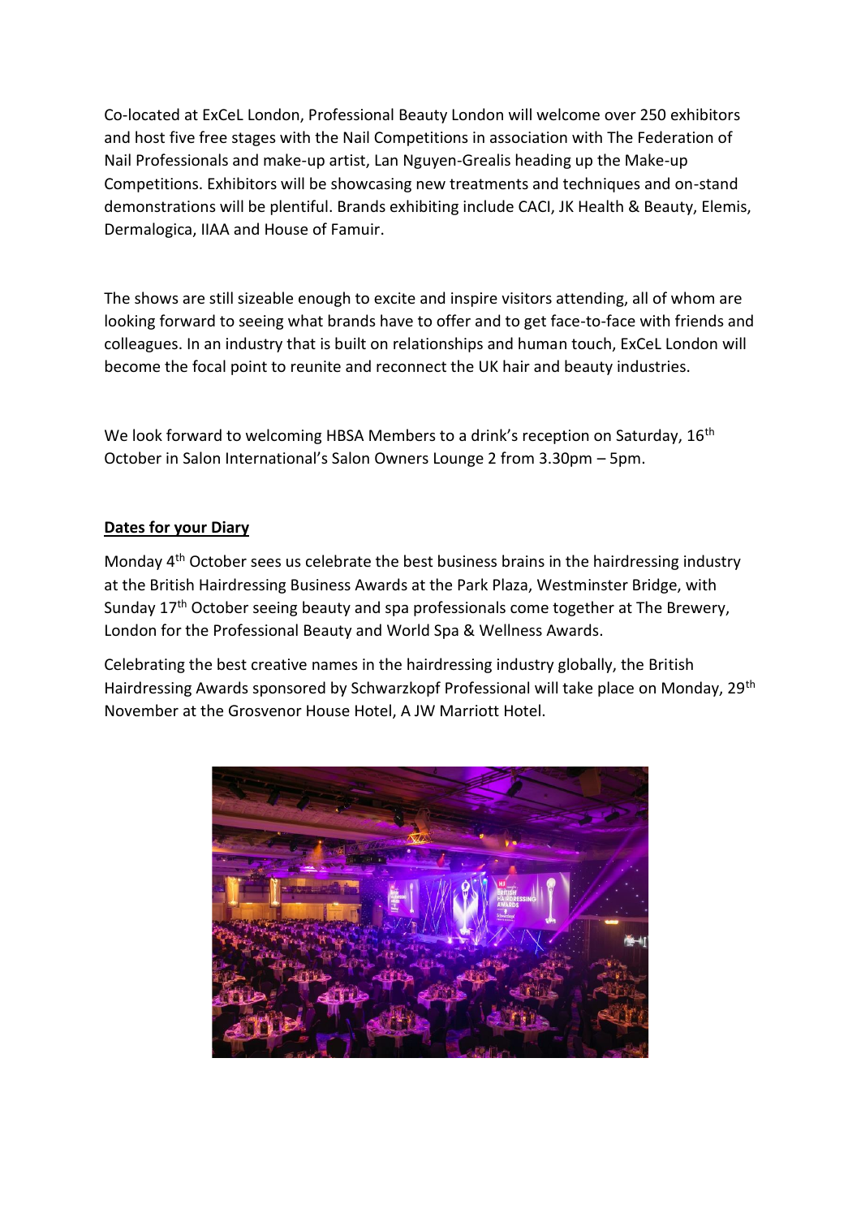Co-located at ExCeL London, Professional Beauty London will welcome over 250 exhibitors and host five free stages with the Nail Competitions in association with The Federation of Nail Professionals and make-up artist, Lan Nguyen-Grealis heading up the Make-up Competitions. Exhibitors will be showcasing new treatments and techniques and on-stand demonstrations will be plentiful. Brands exhibiting include CACI, JK Health & Beauty, Elemis, Dermalogica, IIAA and House of Famuir.

The shows are still sizeable enough to excite and inspire visitors attending, all of whom are looking forward to seeing what brands have to offer and to get face-to-face with friends and colleagues. In an industry that is built on relationships and human touch, ExCeL London will become the focal point to reunite and reconnect the UK hair and beauty industries.

We look forward to welcoming HBSA Members to a drink's reception on Saturday, 16th October in Salon International's Salon Owners Lounge 2 from 3.30pm – 5pm.

**Dates for your Diary**

Monday 4th October sees us celebrate the best business brains in the hairdressing industry at the British Hairdressing Business Awards at the Park Plaza, Westminster Bridge, with Sunday 17th October seeing beauty and spa professionals come together at The Brewery, London for the Professional Beauty and World Spa & Wellness Awards.

Celebrating the best creative names in the hairdressing industry globally, the British Hairdressing Awards sponsored by Schwarzkopf Professional will take place on Monday, 29th November at the Grosvenor House Hotel, A JW Marriott Hotel.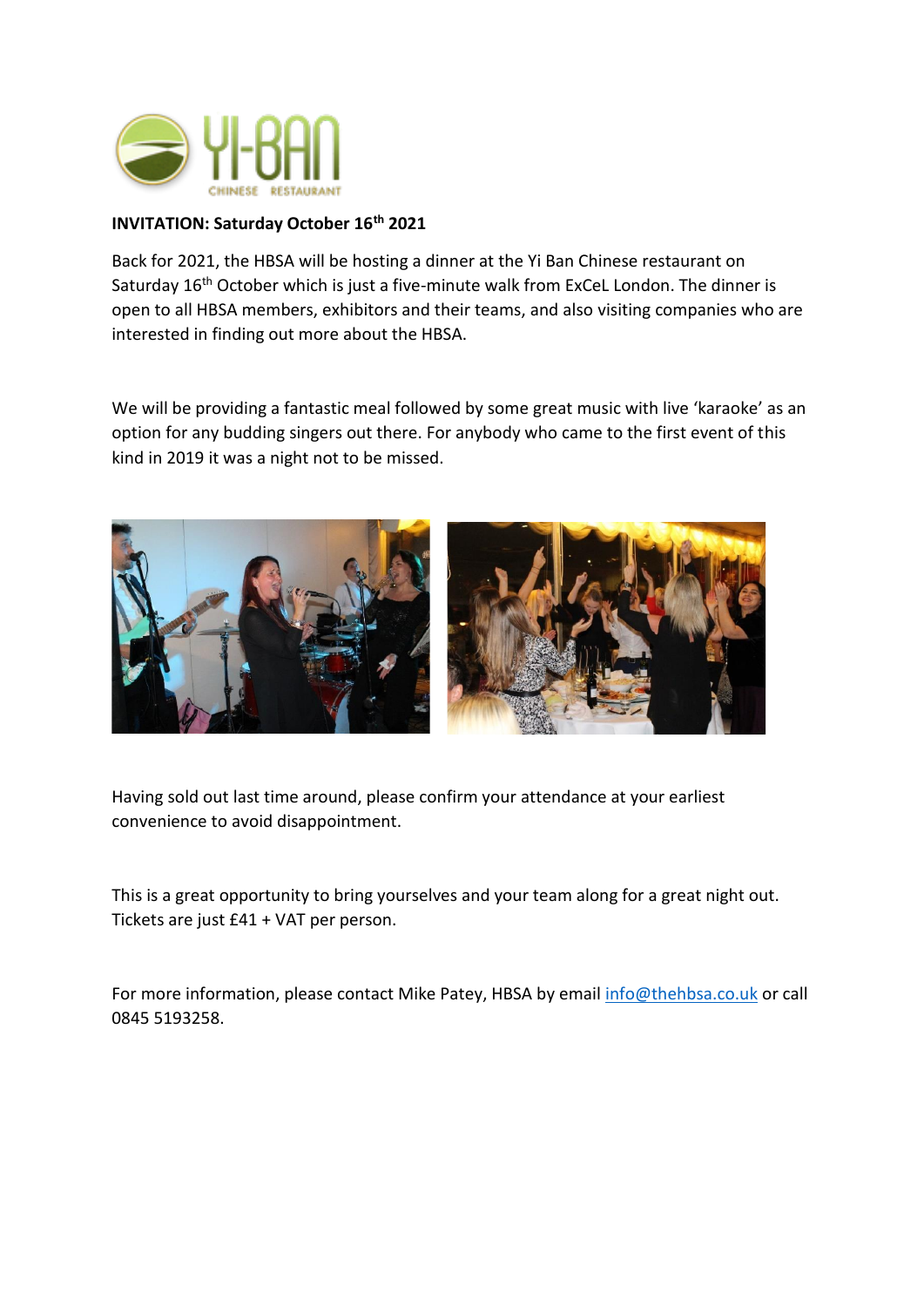**INVITATION: Saturday October 16th 2021**

Back for 2021, the HBSA will be hosting a dinner at the Yi Ban Chinese restaurant on Saturday 16th October which is just a five-minute walk from ExCeL London. The dinner is open to all HBSA members, exhibitors and their teams, and also visiting companies who are interested in finding out more about the HBSA.

We will be providing a fantastic meal followed by some great music with live 'karaoke' as an option for any budding singers out there. For anybody who came to the first event of this kind in 2019 it was a night not to be missed.

Having sold out last time around, please confirm your attendance at your earliest convenience to avoid disappointment.

This is a great opportunity to bring yourselves and your team along for a great night out. Tickets are just £41 + VAT per person.

For more information, please contact Mike Patey, HBSA by email info@thehbsa.co.uk or call 0845 5193258.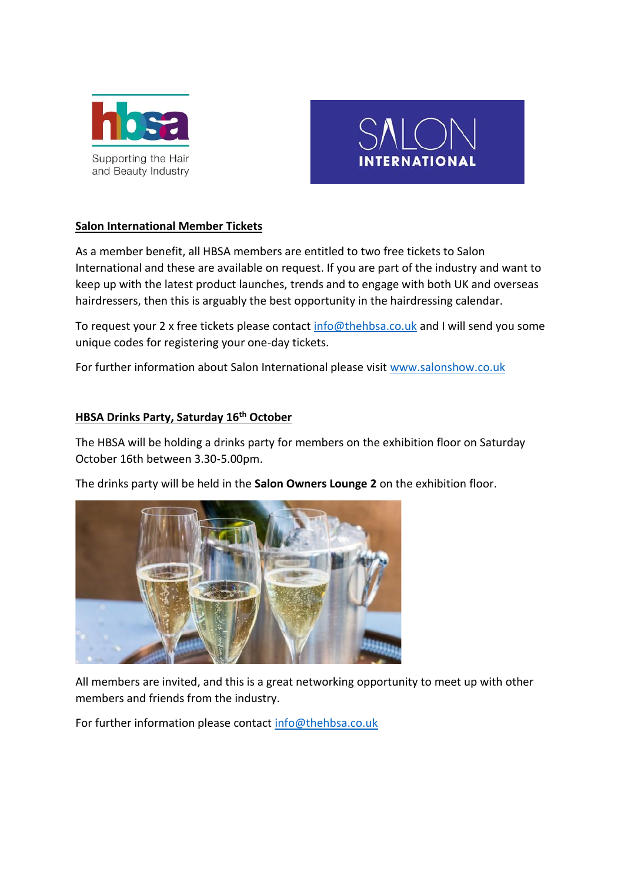## Salon International Member Tickets

As a member benefit, all HBSA members are entitled to two free tickets to Salon International and these are available on request. If you are part of the industry and want to keep up with the latest product launches, trends and to engage with both UK and overseas hairdressers, then this is arguably the best opportunity in the hairdressing calendar.

To request your 2 x free tickets please contact info@thehbsa.co.uk and I will send you some unique codes for registering your one-day tickets.

For further information about Salon International please visit www.salonshow.co.uk

## HBSA Drinks Party, Saturday 16th October

The HBSA will be holding a drinks party for members on the exhibition floor on Saturday October 16th between 3.30-5.00pm.

The drinks party will be held in the **Salon Owners Lounge 2** on the exhibition floor.

All members are invited, and this is a great networking opportunity to meet up with other members and friends from the industry.

For further information please contact info@thehbsa.co.uk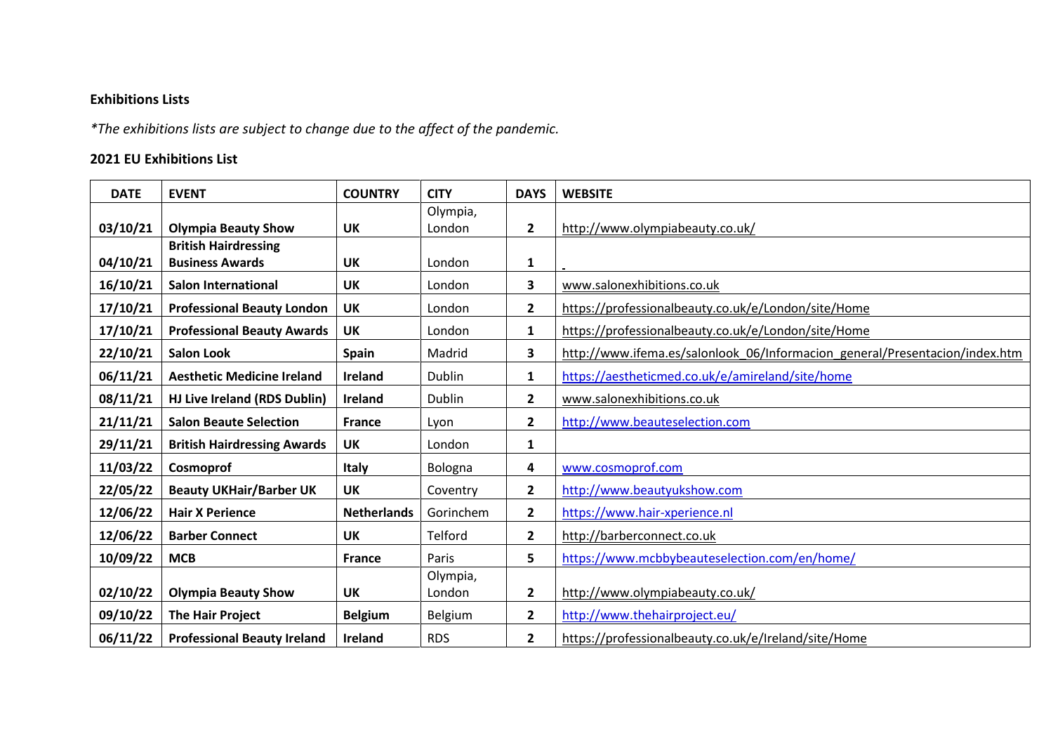**Exhibitions Lists**

*\*The exhibitions lists are subject to change due to the affect of the pandemic.*

**2021 EU Exhibitions List**

| DATE | EVENT | COUNTRY | CITY | DAYS | WEBSITE |
|---|---|---|---|---|---|
| 03/10/21 | **Olympia Beauty Show** | **UK** | Olympia, London | **2** | http://www.olympiabeauty.co.uk/ |
| 04/10/21 | **British Hairdressing Business Awards** | **UK** | London | **1** | |
| 16/10/21 | **Salon International** | **UK** | London | **3** | www.salonexhibitions.co.uk |
| 17/10/21 | **Professional Beauty London** | **UK** | London | **2** | https://professionalbeauty.co.uk/e/London/site/Home |
| 17/10/21 | **Professional Beauty Awards** | **UK** | London | **1** | https://professionalbeauty.co.uk/e/London/site/Home |
| 22/10/21 | **Salon Look** | **Spain** | Madrid | **3** | http://www.ifema.es/salonlook_06/Informacion_general/Presentacion/index.htm |
| 06/11/21 | **Aesthetic Medicine Ireland** | **Ireland** | Dublin | **1** | https://aestheticmed.co.uk/e/amireland/site/home |
| 08/11/21 | **HJ Live Ireland (RDS Dublin)** | **Ireland** | Dublin | **2** | www.salonexhibitions.co.uk |
| 21/11/21 | **Salon Beaute Selection** | **France** | Lyon | **2** | http://www.beauteselection.com |
| 29/11/21 | **British Hairdressing Awards** | **UK** | London | **1** | |
| 11/03/22 | **Cosmoprof** | **Italy** | Bologna | **4** | www.cosmoprof.com |
| 22/05/22 | **Beauty UKHair/Barber UK** | **UK** | Coventry | **2** | http://www.beautyukshow.com |
| 12/06/22 | **Hair X Perience** | **Netherlands** | Gorinchem | **2** | https://www.hair-xperience.nl |
| 12/06/22 | **Barber Connect** | **UK** | Telford | **2** | http://barberconnect.co.uk |
| 10/09/22 | **MCB** | **France** | Paris | **5** | https://www.mcbbybeauteselection.com/en/home/ |
| 02/10/22 | **Olympia Beauty Show** | **UK** | Olympia, London | **2** | http://www.olympiabeauty.co.uk/ |
| 09/10/22 | **The Hair Project** | **Belgium** | Belgium | **2** | http://www.thehairproject.eu/ |
| 06/11/22 | **Professional Beauty Ireland** | **Ireland** | RDS | **2** | https://professionalbeauty.co.uk/e/Ireland/site/Home |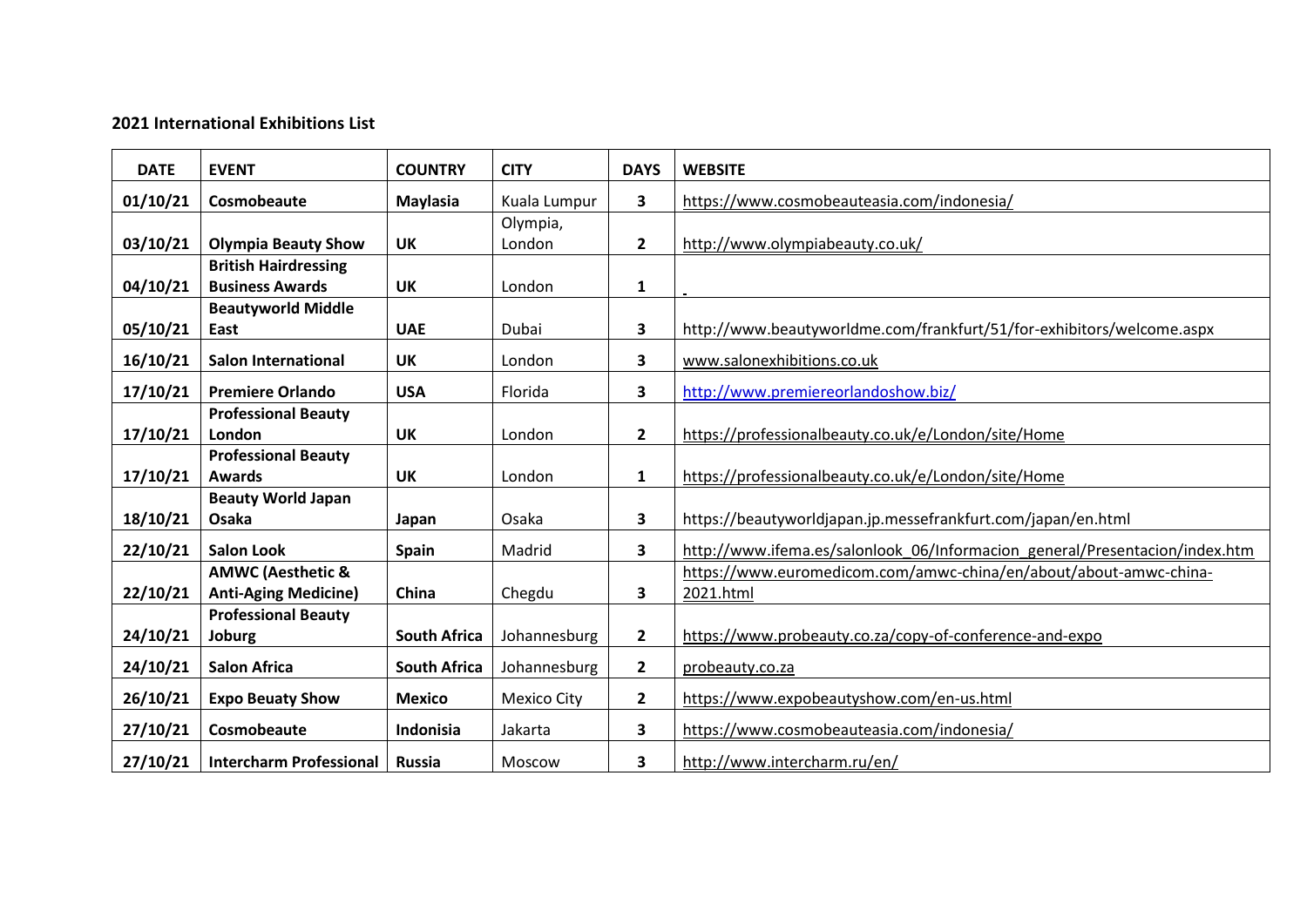**2021 International Exhibitions List**

| DATE | EVENT | COUNTRY | CITY | DAYS | WEBSITE |
|---|---|---|---|---|---|
| 01/10/21 | **Cosmobeaute** | **Maylasia** | Kuala Lumpur | **3** | https://www.cosmobeauteasia.com/indonesia/ |
| 03/10/21 | **Olympia Beauty Show** | **UK** | Olympia, London | **2** | http://www.olympiabeauty.co.uk/ |
| 04/10/21 | **British Hairdressing Business Awards** | **UK** | London | **1** | |
| 05/10/21 | **Beautyworld Middle East** | **UAE** | Dubai | **3** | http://www.beautyworldme.com/frankfurt/51/for-exhibitors/welcome.aspx |
| 16/10/21 | **Salon International** | **UK** | London | **3** | www.salonexhibitions.co.uk |
| 17/10/21 | **Premiere Orlando** | **USA** | Florida | **3** | http://www.premiereorlandoshow.biz/ |
| 17/10/21 | **Professional Beauty London** | **UK** | London | **2** | https://professionalbeauty.co.uk/e/London/site/Home |
| 17/10/21 | **Professional Beauty Awards** | **UK** | London | **1** | https://professionalbeauty.co.uk/e/London/site/Home |
| 18/10/21 | **Beauty World Japan Osaka** | **Japan** | Osaka | **3** | https://beautyworldjapan.jp.messefrankfurt.com/japan/en.html |
| 22/10/21 | **Salon Look** | **Spain** | Madrid | **3** | http://www.ifema.es/salonlook_06/Informacion_general/Presentacion/index.htm |
| 22/10/21 | **AMWC (Aesthetic & Anti-Aging Medicine)** | **China** | Chegdu | **3** | https://www.euromedicom.com/amwc-china/en/about/about-amwc-china-2021.html |
| 24/10/21 | **Professional Beauty Joburg** | **South Africa** | Johannesburg | **2** | https://www.probeauty.co.za/copy-of-conference-and-expo |
| 24/10/21 | **Salon Africa** | **South Africa** | Johannesburg | **2** | probeauty.co.za |
| 26/10/21 | **Expo Beuaty Show** | **Mexico** | Mexico City | **2** | https://www.expobeautyshow.com/en-us.html |
| 27/10/21 | **Cosmobeaute** | **Indonisia** | Jakarta | **3** | https://www.cosmobeauteasia.com/indonesia/ |
| 27/10/21 | **Intercharm Professional** | **Russia** | Moscow | **3** | http://www.intercharm.ru/en/ |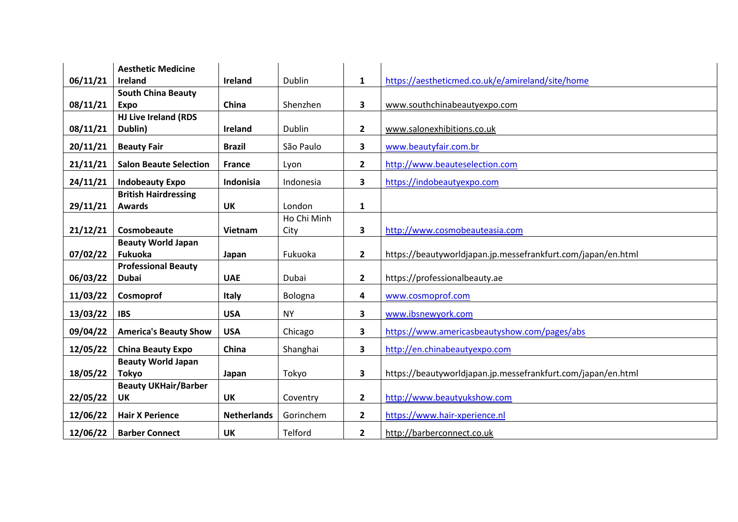| | | | | | |
|---|---|---|---|---|---|
| **06/11/21** | **Aesthetic Medicine Ireland** | **Ireland** | Dublin | **1** | https://aestheticmed.co.uk/e/amireland/site/home |
| **08/11/21** | **South China Beauty Expo** | **China** | Shenzhen | **3** | www.southchinabeautyexpo.com |
| **08/11/21** | **HJ Live Ireland (RDS Dublin)** | **Ireland** | Dublin | **2** | www.salonexhibitions.co.uk |
| **20/11/21** | **Beauty Fair** | **Brazil** | São Paulo | **3** | www.beautyfair.com.br |
| **21/11/21** | **Salon Beaute Selection** | **France** | Lyon | **2** | http://www.beauteselection.com |
| **24/11/21** | **Indobeauty Expo** | **Indonisia** | Indonesia | **3** | https://indobeautyexpo.com |
| **29/11/21** | **British Hairdressing Awards** | **UK** | London | **1** | |
| **21/12/21** | **Cosmobeaute** | **Vietnam** | Ho Chi Minh City | **3** | http://www.cosmobeauteasia.com |
| **07/02/22** | **Beauty World Japan Fukuoka** | **Japan** | Fukuoka | **2** | https://beautyworldjapan.jp.messefrankfurt.com/japan/en.html |
| **06/03/22** | **Professional Beauty Dubai** | **UAE** | Dubai | **2** | https://professionalbeauty.ae |
| **11/03/22** | **Cosmoprof** | **Italy** | Bologna | **4** | www.cosmoprof.com |
| **13/03/22** | **IBS** | **USA** | NY | **3** | www.ibsnewyork.com |
| **09/04/22** | **America's Beauty Show** | **USA** | Chicago | **3** | https://www.americasbeautyshow.com/pages/abs |
| **12/05/22** | **China Beauty Expo** | **China** | Shanghai | **3** | http://en.chinabeautyexpo.com |
| **18/05/22** | **Beauty World Japan Tokyo** | **Japan** | Tokyo | **3** | https://beautyworldjapan.jp.messefrankfurt.com/japan/en.html |
| **22/05/22** | **Beauty UKHair/Barber UK** | **UK** | Coventry | **2** | http://www.beautyukshow.com |
| **12/06/22** | **Hair X Perience** | **Netherlands** | Gorinchem | **2** | https://www.hair-xperience.nl |
| **12/06/22** | **Barber Connect** | **UK** | Telford | **2** | http://barberconnect.co.uk |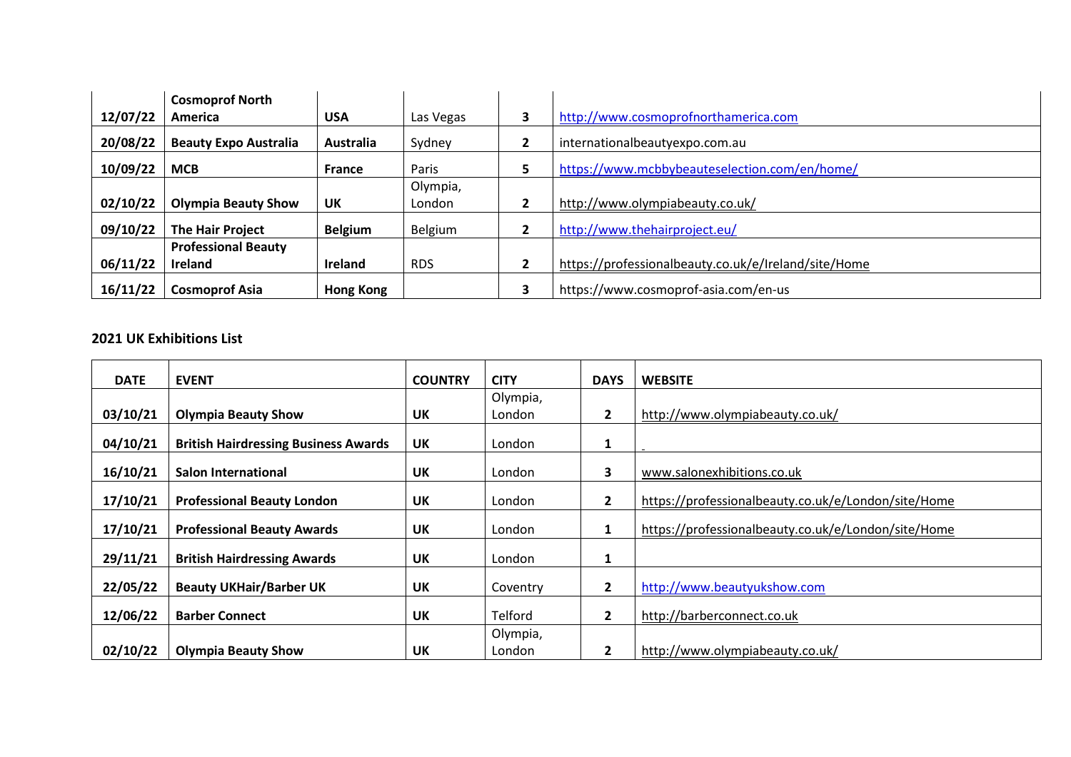| | | | | | |
|---|---|---|---|---|---|
| **12/07/22** | **Cosmoprof North America** | **USA** | Las Vegas | **3** | http://www.cosmoprofnorthamerica.com |
| **20/08/22** | **Beauty Expo Australia** | **Australia** | Sydney | **2** | internationalbeautyexpo.com.au |
| **10/09/22** | **MCB** | **France** | Paris | **5** | https://www.mcbbybeauteselection.com/en/home/ |
| **02/10/22** | **Olympia Beauty Show** | **UK** | Olympia, London | **2** | http://www.olympiabeauty.co.uk/ |
| **09/10/22** | **The Hair Project** | **Belgium** | Belgium | **2** | http://www.thehairproject.eu/ |
| **06/11/22** | **Professional Beauty Ireland** | **Ireland** | RDS | **2** | https://professionalbeauty.co.uk/e/Ireland/site/Home |
| **16/11/22** | **Cosmoprof Asia** | **Hong Kong** | | **3** | https://www.cosmoprof-asia.com/en-us |

**2021 UK Exhibitions List**

| **DATE** | **EVENT** | **COUNTRY** | **CITY** | **DAYS** | **WEBSITE** |
|---|---|---|---|---|---|
| **03/10/21** | **Olympia Beauty Show** | **UK** | Olympia, London | **2** | http://www.olympiabeauty.co.uk/ |
| **04/10/21** | **British Hairdressing Business Awards** | **UK** | London | **1** | |
| **16/10/21** | **Salon International** | **UK** | London | **3** | www.salonexhibitions.co.uk |
| **17/10/21** | **Professional Beauty London** | **UK** | London | **2** | https://professionalbeauty.co.uk/e/London/site/Home |
| **17/10/21** | **Professional Beauty Awards** | **UK** | London | **1** | https://professionalbeauty.co.uk/e/London/site/Home |
| **29/11/21** | **British Hairdressing Awards** | **UK** | London | **1** | |
| **22/05/22** | **Beauty UKHair/Barber UK** | **UK** | Coventry | **2** | http://www.beautyukshow.com |
| **12/06/22** | **Barber Connect** | **UK** | Telford | **2** | http://barberconnect.co.uk |
| **02/10/22** | **Olympia Beauty Show** | **UK** | Olympia, London | **2** | http://www.olympiabeauty.co.uk/ |